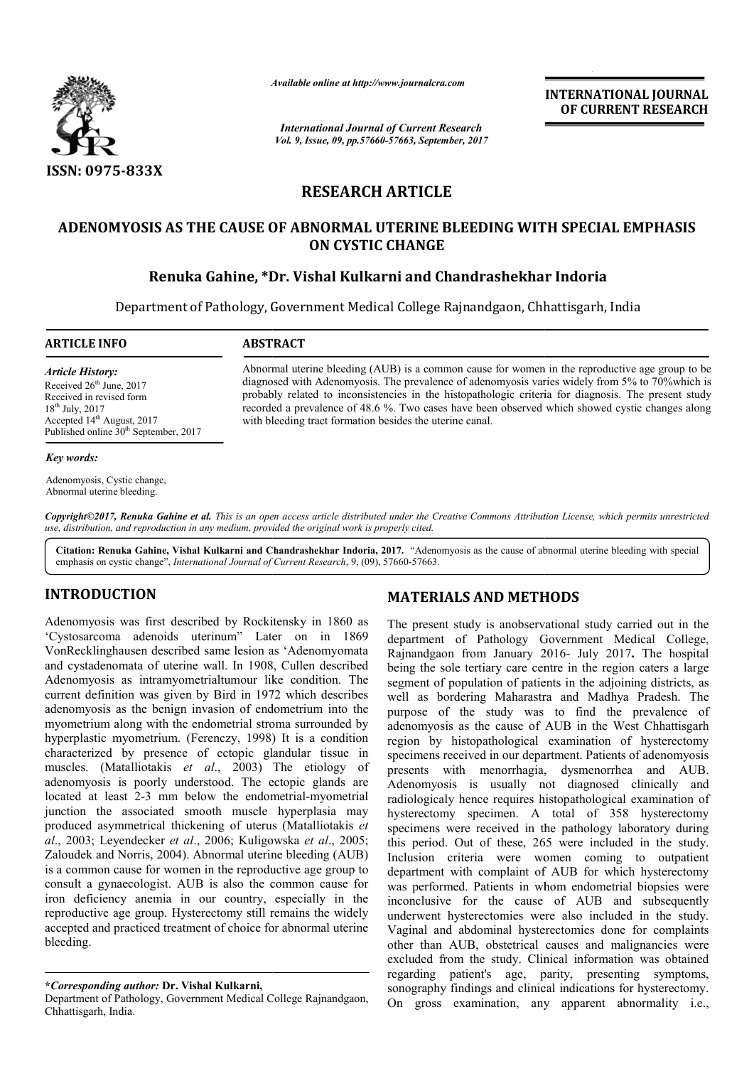# RESEARCH ARTICLE

## ADENOMYOSIS AS THE CAUSE OF ABNORMAL UTERINE BLEEDING WITH SPECIAL EMPHASIS ON CYSTIC CHANGE

### Renuka Gahine, *Dr. Vishal Kulkarni and Chandrashekhar Indoria

Department of Pathology, Government Medical College Rajnandgaon, Chhattisgarh, India

**ARTICLE INFO**

*Article History:*

Received 26th June, 2017
Received in revised form
18th July, 2017
Accepted 14th August, 2017
Published online 30th September, 2017

*Key words:*

Adenomyosis, Cystic change,
Abnormal uterine bleeding.

**ABSTRACT**

Abnormal uterine bleeding (AUB) is a common cause for women in the reproductive age group to be diagnosed with Adenomyosis. The prevalence of adenomyosis varies widely from 5% to 70%which is probably related to inconsistencies in the histopathologic criteria for diagnosis. The present study recorded a prevalence of 48.6 %. Two cases have been observed which showed cystic changes along with bleeding tract formation besides the uterine canal.

*Copyright©2017, Renuka Gahine et al. This is an open access article distributed under the Creative Commons Attribution License, which permits unrestricted use, distribution, and reproduction in any medium, provided the original work is properly cited.*

**Citation: Renuka Gahine, Vishal Kulkarni and Chandrashekhar Indoria, 2017.** "Adenomyosis as the cause of abnormal uterine bleeding with special emphasis on cystic change", *International Journal of Current Research*, 9, (09), 57660-57663.

## INTRODUCTION

Adenomyosis was first described by Rockitensky in 1860 as 'Cystosarcoma adenoids uterinum" Later on in 1869 VonRecklinghausen described same lesion as 'Adenomyomata and cystadenomata of uterine wall. In 1908, Cullen described Adenomyosis as intramyometrialtumour like condition. The current definition was given by Bird in 1972 which describes adenomyosis as the benign invasion of endometrium into the myometrium along with the endometrial stroma surrounded by hyperplastic myometrium. (Ferenczy, 1998) It is a condition characterized by presence of ectopic glandular tissue in muscles. (Matalliotakis *et al*., 2003) The etiology of adenomyosis is poorly understood. The ectopic glands are located at least 2-3 mm below the endometrial-myometrial junction the associated smooth muscle hyperplasia may produced asymmetrical thickening of uterus (Matalliotakis *et al*., 2003; Leyendecker *et al*., 2006; Kuligowska *et al*., 2005; Zaloudek and Norris, 2004). Abnormal uterine bleeding (AUB) is a common cause for women in the reproductive age group to consult a gynaecologist. AUB is also the common cause for iron deficiency anemia in our country, especially in the reproductive age group. Hysterectomy still remains the widely accepted and practiced treatment of choice for abnormal uterine bleeding.

**\*Corresponding author: Dr. Vishal Kulkarni,**
Department of Pathology, Government Medical College Rajnandgaon, Chhattisgarh, India.

## MATERIALS AND METHODS

The present study is anobservational study carried out in the department of Pathology Government Medical College, Rajnandgaon from January 2016- July 2017**.** The hospital being the sole tertiary care centre in the region caters a large segment of population of patients in the adjoining districts, as well as bordering Maharastra and Madhya Pradesh. The purpose of the study was to find the prevalence of adenomyosis as the cause of AUB in the West Chhattisgarh region by histopathological examination of hysterectomy specimens received in our department. Patients of adenomyosis presents with menorrhagia, dysmenorrhea and AUB. Adenomyosis is usually not diagnosed clinically and radiologicaly hence requires histopathological examination of hysterectomy specimen. A total of 358 hysterectomy specimens were received in the pathology laboratory during this period. Out of these, 265 were included in the study. Inclusion criteria were women coming to outpatient department with complaint of AUB for which hysterectomy was performed. Patients in whom endometrial biopsies were inconclusive for the cause of AUB and subsequently underwent hysterectomies were also included in the study. Vaginal and abdominal hysterectomies done for complaints other than AUB, obstetrical causes and malignancies were excluded from the study. Clinical information was obtained regarding patient's age, parity, presenting symptoms, sonography findings and clinical indications for hysterectomy. On gross examination, any apparent abnormality i.e.,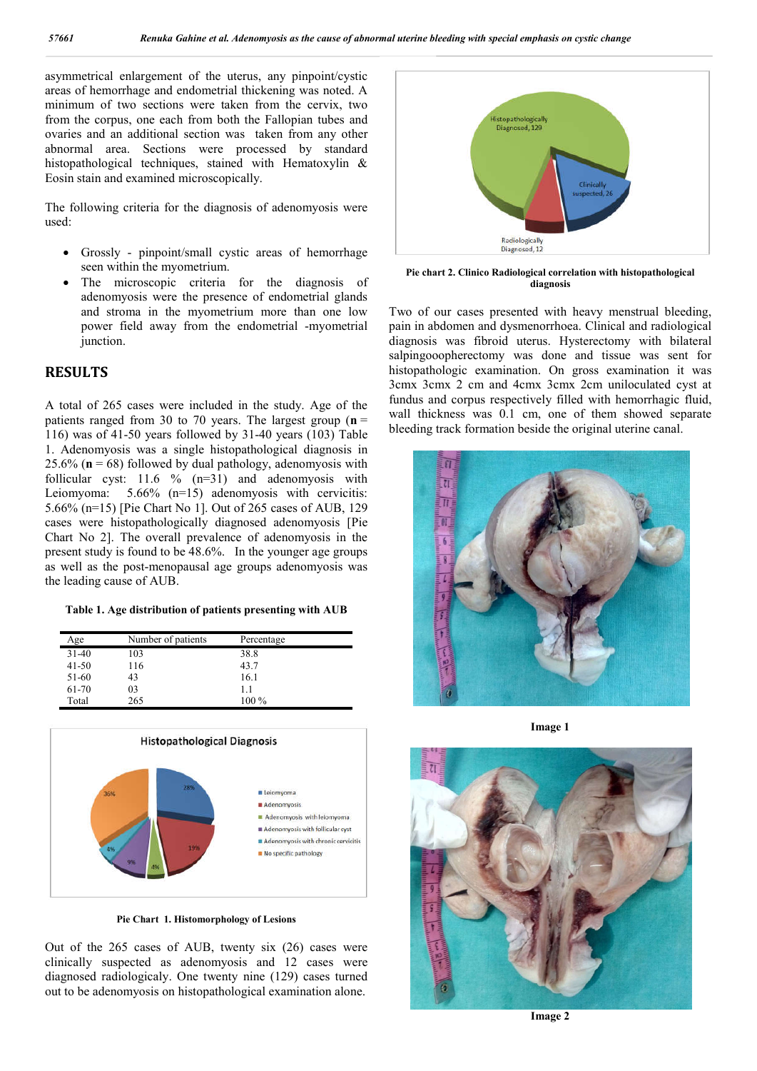asymmetrical enlargement of the uterus, any pinpoint/cystic areas of hemorrhage and endometrial thickening was noted. A minimum of two sections were taken from the cervix, two from the corpus, one each from both the Fallopian tubes and ovaries and an additional section was taken from any other abnormal area. Sections were processed by standard histopathological techniques, stained with Hematoxylin & Eosin stain and examined microscopically.

The following criteria for the diagnosis of adenomyosis were used:

- Grossly - pinpoint/small cystic areas of hemorrhage seen within the myometrium.
- The microscopic criteria for the diagnosis of adenomyosis were the presence of endometrial glands and stroma in the myometrium more than one low power field away from the endometrial -myometrial junction.

## RESULTS

A total of 265 cases were included in the study. Age of the patients ranged from 30 to 70 years. The largest group (**n** = 116) was of 41-50 years followed by 31-40 years (103) Table 1. Adenomyosis was a single histopathological diagnosis in 25.6% (**n** = 68) followed by dual pathology, adenomyosis with follicular cyst: 11.6 % (n=31) and adenomyosis with Leiomyoma: 5.66% (n=15) adenomyosis with cervicitis: 5.66% (n=15) [Pie Chart No 1]. Out of 265 cases of AUB, 129 cases were histopathologically diagnosed adenomyosis [Pie Chart No 2]. The overall prevalence of adenomyosis in the present study is found to be 48.6%. In the younger age groups as well as the post-menopausal age groups adenomyosis was the leading cause of AUB.

**Table 1. Age distribution of patients presenting with AUB**

| Age | Number of patients | Percentage |
|---|---|---|
| 31-40 | 103 | 38.8 |
| 41-50 | 116 | 43.7 |
| 51-60 | 43 | 16.1 |
| 61-70 | 03 | 1.1 |
| Total | 265 | 100 % |

Histopathological Diagnosis

36%
28%
19%
4%
9%
4%

Leiomyoma
Adenomyosis
Adenomyosis with leiomyoma
Adenomyosis with follicular cyst
Adenomyosis with chronic cervicitis
No specific pathology

**Pie Chart 1. Histomorphology of Lesions**

Out of the 265 cases of AUB, twenty six (26) cases were clinically suspected as adenomyosis and 12 cases were diagnosed radiologicaly. One twenty nine (129) cases turned out to be adenomyosis on histopathological examination alone.

Histopathologically Diagnosed, 129
Clinically suspected, 26
Radiologically Diagnosed, 12

**Pie chart 2. Clinico Radiological correlation with histopathological diagnosis**

Two of our cases presented with heavy menstrual bleeding, pain in abdomen and dysmenorrhoea. Clinical and radiological diagnosis was fibroid uterus. Hysterectomy with bilateral salpingooopherectomy was done and tissue was sent for histopathologic examination. On gross examination it was 3cmx 3cmx 2 cm and 4cmx 3cmx 2cm unilocculated cyst at fundus and corpus respectively filled with hemorrhagic fluid, wall thickness was 0.1 cm, one of them showed separate bleeding track formation beside the original uterine canal.

**Image 1**

**Image 2**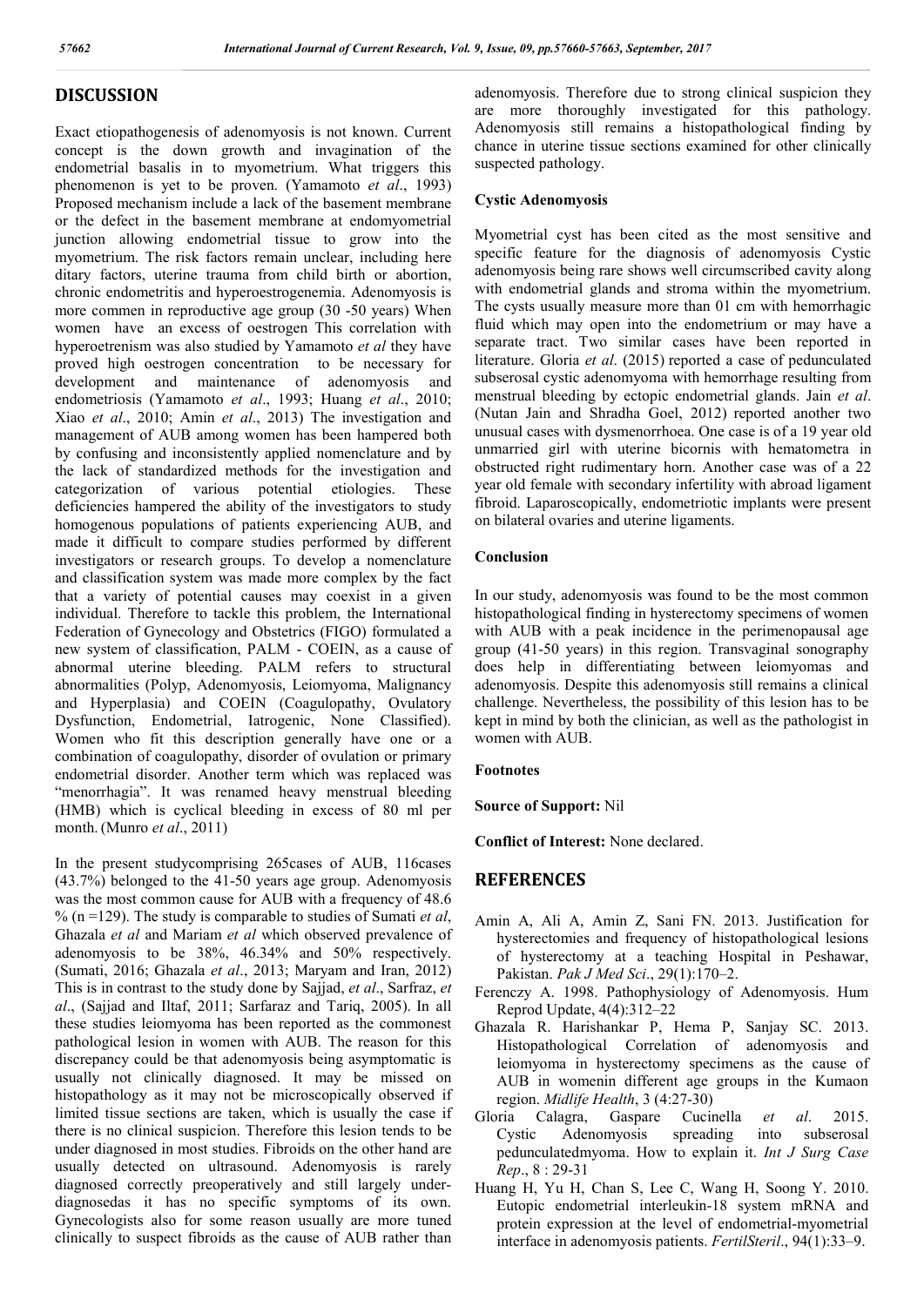## DISCUSSION

Exact etiopathogenesis of adenomyosis is not known. Current concept is the down growth and invagination of the endometrial basalis in to myometrium. What triggers this phenomenon is yet to be proven. (Yamamoto *et al*., 1993) Proposed mechanism include a lack of the basement membrane or the defect in the basement membrane at endomyometrial junction allowing endometrial tissue to grow into the myometrium. The risk factors remain unclear, including here ditary factors, uterine trauma from child birth or abortion, chronic endometritis and hyperoestrogenemia. Adenomyosis is more commen in reproductive age group (30 -50 years) When women have an excess of oestrogen This correlation with hyperoetrenism was also studied by Yamamoto *et al* they have proved high oestrogen concentration to be necessary for development and maintenance of adenomyosis and endometriosis (Yamamoto *et al*., 1993; Huang *et al*., 2010; Xiao *et al*., 2010; Amin *et al*., 2013) The investigation and management of AUB among women has been hampered both by confusing and inconsistently applied nomenclature and by the lack of standardized methods for the investigation and categorization of various potential etiologies. These deficiencies hampered the ability of the investigators to study homogenous populations of patients experiencing AUB, and made it difficult to compare studies performed by different investigators or research groups. To develop a nomenclature and classification system was made more complex by the fact that a variety of potential causes may coexist in a given individual. Therefore to tackle this problem, the International Federation of Gynecology and Obstetrics (FIGO) formulated a new system of classification, PALM - COEIN, as a cause of abnormal uterine bleeding. PALM refers to structural abnormalities (Polyp, Adenomyosis, Leiomyoma, Malignancy and Hyperplasia) and COEIN (Coagulopathy, Ovulatory Dysfunction, Endometrial, Iatrogenic, None Classified). Women who fit this description generally have one or a combination of coagulopathy, disorder of ovulation or primary endometrial disorder. Another term which was replaced was "menorrhagia". It was renamed heavy menstrual bleeding (HMB) which is cyclical bleeding in excess of 80 ml per month. (Munro *et al*., 2011)

In the present studycomprising 265cases of AUB, 116cases (43.7%) belonged to the 41-50 years age group. Adenomyosis was the most common cause for AUB with a frequency of 48.6 % (n =129). The study is comparable to studies of Sumati *et al*, Ghazala *et al* and Mariam *et al* which observed prevalence of adenomyosis to be 38%, 46.34% and 50% respectively. (Sumati, 2016; Ghazala *et al*., 2013; Maryam and Iran, 2012) This is in contrast to the study done by Sajjad, *et al*., Sarfraz, *et al*., (Sajjad and Iltaf, 2011; Sarfaraz and Tariq, 2005). In all these studies leiomyoma has been reported as the commonest pathological lesion in women with AUB. The reason for this discrepancy could be that adenomyosis being asymptomatic is usually not clinically diagnosed. It may be missed on histopathology as it may not be microscopically observed if limited tissue sections are taken, which is usually the case if there is no clinical suspicion. Therefore this lesion tends to be under diagnosed in most studies. Fibroids on the other hand are usually detected on ultrasound. Adenomyosis is rarely diagnosed correctly preoperatively and still largely under-diagnosedas it has no specific symptoms of its own. Gynecologists also for some reason usually are more tuned clinically to suspect fibroids as the cause of AUB rather than adenomyosis. Therefore due to strong clinical suspicion they are more thoroughly investigated for this pathology. Adenomyosis still remains a histopathological finding by chance in uterine tissue sections examined for other clinically suspected pathology.

### Cystic Adenomyosis

Myometrial cyst has been cited as the most sensitive and specific feature for the diagnosis of adenomyosis Cystic adenomyosis being rare shows well circumscribed cavity along with endometrial glands and stroma within the myometrium. The cysts usually measure more than 01 cm with hemorrhagic fluid which may open into the endometrium or may have a separate tract. Two similar cases have been reported in literature. Gloria *et al*. (2015) reported a case of pedunculated subserosal cystic adenomyoma with hemorrhage resulting from menstrual bleeding by ectopic endometrial glands. Jain *et al*. (Nutan Jain and Shradha Goel, 2012) reported another two unusual cases with dysmenorrhoea. One case is of a 19 year old unmarried girl with uterine bicornis with hematometra in obstructed right rudimentary horn. Another case was of a 22 year old female with secondary infertility with abroad ligament fibroid. Laparoscopically, endometriotic implants were present on bilateral ovaries and uterine ligaments.

### Conclusion

In our study, adenomyosis was found to be the most common histopathological finding in hysterectomy specimens of women with AUB with a peak incidence in the perimenopausal age group (41-50 years) in this region. Transvaginal sonography does help in differentiating between leiomyomas and adenomyosis. Despite this adenomyosis still remains a clinical challenge. Nevertheless, the possibility of this lesion has to be kept in mind by both the clinician, as well as the pathologist in women with AUB.

### Footnotes

**Source of Support:** Nil

**Conflict of Interest:** None declared.

## REFERENCES

Amin A, Ali A, Amin Z, Sani FN. 2013. Justification for hysterectomies and frequency of histopathological lesions of hysterectomy at a teaching Hospital in Peshawar, Pakistan. *Pak J Med Sci*., 29(1):170–2.

Ferenczy A. 1998. Pathophysiology of Adenomyosis. Hum Reprod Update, 4(4):312–22

Ghazala R. Harishankar P, Hema P, Sanjay SC. 2013. Histopathological Correlation of adenomyosis and leiomyoma in hysterectomy specimens as the cause of AUB in womenin different age groups in the Kumaon region. *Midlife Health*, 3 (4:27-30)

Gloria Calagra, Gaspare Cucinella *et al*. 2015. Cystic Adenomyosis spreading into subserosal pedunculatedmyoma. How to explain it. *Int J Surg Case Rep*., 8 : 29-31

Huang H, Yu H, Chan S, Lee C, Wang H, Soong Y. 2010. Eutopic endometrial interleukin-18 system mRNA and protein expression at the level of endometrial-myometrial interface in adenomyosis patients. *FertilSteril*., 94(1):33–9.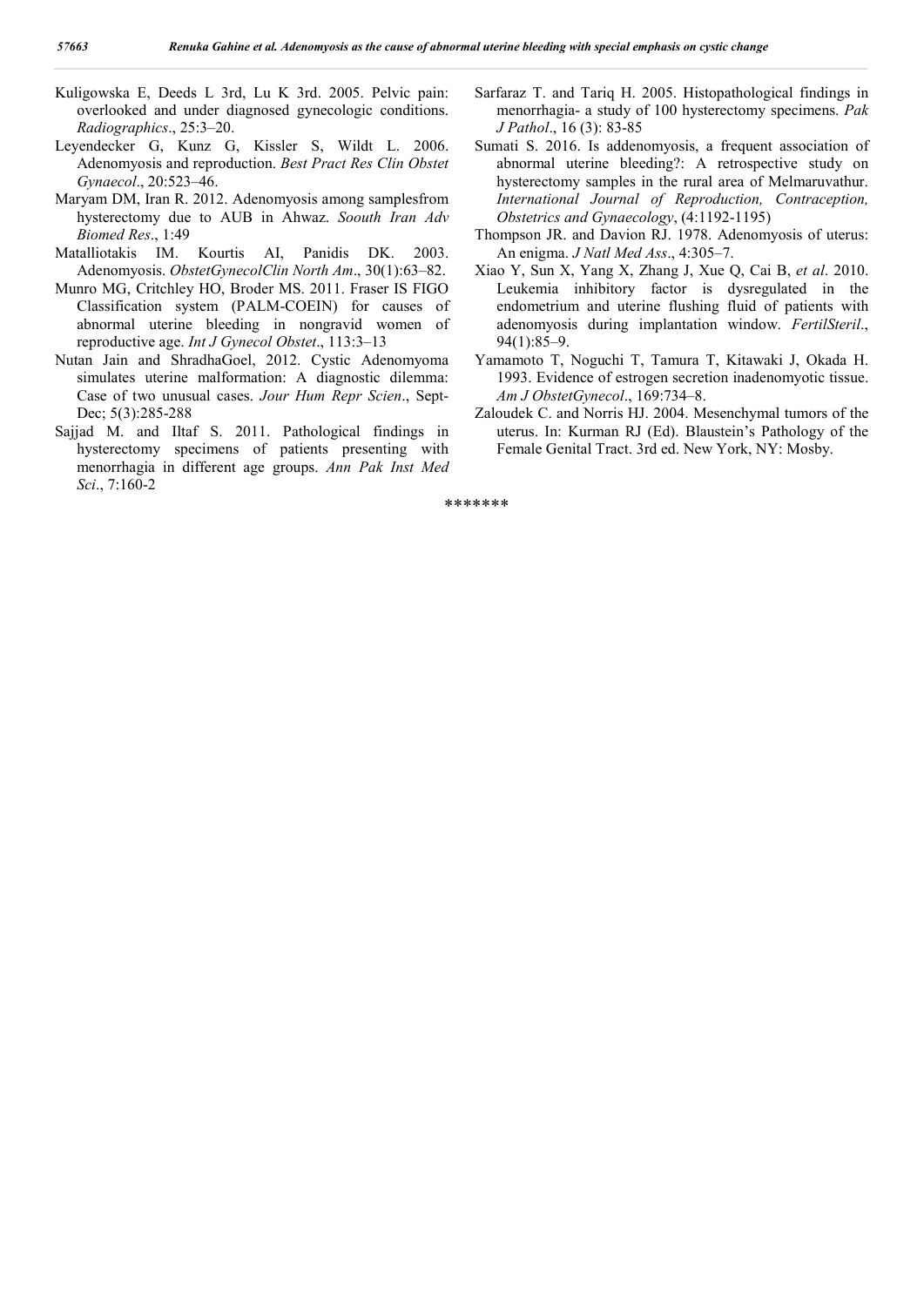Kuligowska E, Deeds L 3rd, Lu K 3rd. 2005. Pelvic pain: overlooked and under diagnosed gynecologic conditions. *Radiographics*., 25:3–20.

Leyendecker G, Kunz G, Kissler S, Wildt L. 2006. Adenomyosis and reproduction. *Best Pract Res Clin Obstet Gynaecol*., 20:523–46.

Maryam DM, Iran R. 2012. Adenomyosis among samplesfrom hysterectomy due to AUB in Ahwaz. *Soouth Iran Adv Biomed Res*., 1:49

Matalliotakis IM. Kourtis AI, Panidis DK. 2003. Adenomyosis. *ObstetGynecolClin North Am*., 30(1):63–82.

Munro MG, Critchley HO, Broder MS. 2011. Fraser IS FIGO Classification system (PALM-COEIN) for causes of abnormal uterine bleeding in nongravid women of reproductive age. *Int J Gynecol Obstet*., 113:3–13

Nutan Jain and ShradhaGoel, 2012. Cystic Adenomyoma simulates uterine malformation: A diagnostic dilemma: Case of two unusual cases. *Jour Hum Repr Scien*., Sept-Dec; 5(3):285-288

Sajjad M. and Iltaf S. 2011. Pathological findings in hysterectomy specimens of patients presenting with menorrhagia in different age groups. *Ann Pak Inst Med Sci*., 7:160-2

Sarfaraz T. and Tariq H. 2005. Histopathological findings in menorrhagia- a study of 100 hysterectomy specimens. *Pak J Pathol*., 16 (3): 83-85

Sumati S. 2016. Is addenomyosis, a frequent association of abnormal uterine bleeding?: A retrospective study on hysterectomy samples in the rural area of Melmaruvathur. *International Journal of Reproduction, Contraception, Obstetrics and Gynaecology*, (4:1192-1195)

Thompson JR. and Davion RJ. 1978. Adenomyosis of uterus: An enigma. *J Natl Med Ass*., 4:305–7.

Xiao Y, Sun X, Yang X, Zhang J, Xue Q, Cai B, *et al*. 2010. Leukemia inhibitory factor is dysregulated in the endometrium and uterine flushing fluid of patients with adenomyosis during implantation window. *FertilSteril*., 94(1):85–9.

Yamamoto T, Noguchi T, Tamura T, Kitawaki J, Okada H. 1993. Evidence of estrogen secretion inadenomyotic tissue. *Am J ObstetGynecol*., 169:734–8.

Zaloudek C. and Norris HJ. 2004. Mesenchymal tumors of the uterus. In: Kurman RJ (Ed). Blaustein's Pathology of the Female Genital Tract. 3rd ed. New York, NY: Mosby.

\*\*\*\*\*\*\*